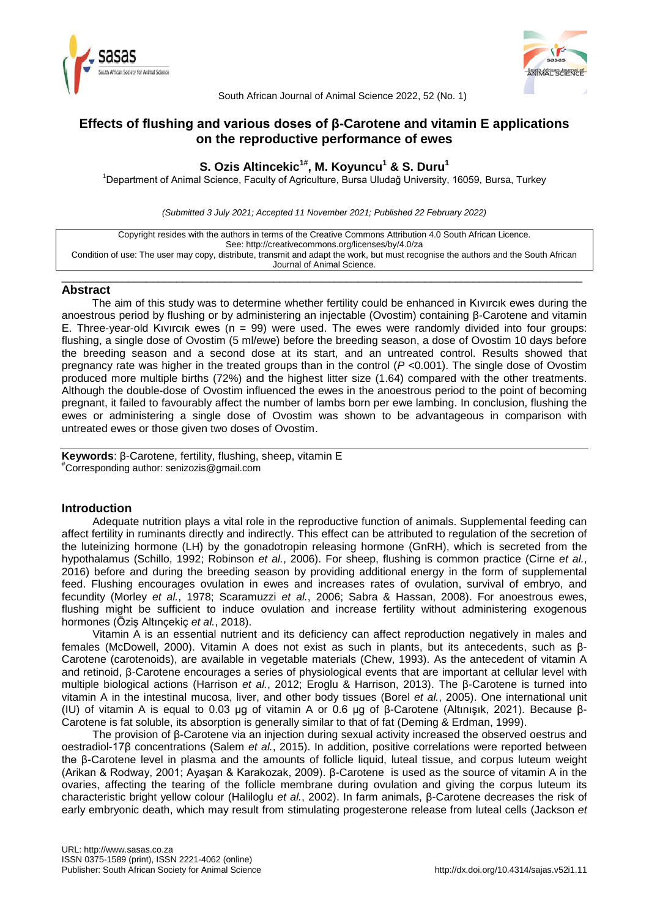# Effects of flushing and various doses of β-Carotene and vitamin E applications on the reproductive performance of ewes

**S. Ozis Altincekic[1#], M. Koyuncu[1] & S. Duru[1]**

[1]Department of Animal Science, Faculty of Agriculture, Bursa Uludağ University, 16059, Bursa, Turkey

*(Submitted 3 July 2021; Accepted 11 November 2021; Published 22 February 2022)*

Copyright resides with the authors in terms of the Creative Commons Attribution 4.0 South African Licence.
See: http://creativecommons.org/licenses/by/4.0/za
Condition of use: The user may copy, distribute, transmit and adapt the work, but must recognise the authors and the South African Journal of Animal Science.

## Abstract

The aim of this study was to determine whether fertility could be enhanced in Kıvırcık ewes during the anoestrous period by flushing or by administering an injectable (Ovostim) containing β-Carotene and vitamin E. Three-year-old Kıvırcık ewes (n = 99) were used. The ewes were randomly divided into four groups: flushing, a single dose of Ovostim (5 ml/ewe) before the breeding season, a dose of Ovostim 10 days before the breeding season and a second dose at its start, and an untreated control. Results showed that pregnancy rate was higher in the treated groups than in the control ($P$ <0.001). The single dose of Ovostim produced more multiple births (72%) and the highest litter size (1.64) compared with the other treatments. Although the double-dose of Ovostim influenced the ewes in the anoestrous period to the point of becoming pregnant, it failed to favourably affect the number of lambs born per ewe lambing. In conclusion, flushing the ewes or administering a single dose of Ovostim was shown to be advantageous in comparison with untreated ewes or those given two doses of Ovostim.

**Keywords**: β-Carotene, fertility, flushing, sheep, vitamin E

[#]Corresponding author: senizozis@gmail.com

## Introduction

Adequate nutrition plays a vital role in the reproductive function of animals. Supplemental feeding can affect fertility in ruminants directly and indirectly. This effect can be attributed to regulation of the secretion of the luteinizing hormone (LH) by the gonadotropin releasing hormone (GnRH), which is secreted from the hypothalamus (Schillo, 1992; Robinson *et al.*, 2006). For sheep, flushing is common practice (Cirne *et al.*, 2016) before and during the breeding season by providing additional energy in the form of supplemental feed. Flushing encourages ovulation in ewes and increases rates of ovulation, survival of embryo, and fecundity (Morley *et al.*, 1978; Scaramuzzi *et al.*, 2006; Sabra & Hassan, 2008). For anoestrous ewes, flushing might be sufficient to induce ovulation and increase fertility without administering exogenous hormones (Öziş Altınçekiç *et al.*, 2018).

Vitamin A is an essential nutrient and its deficiency can affect reproduction negatively in males and females (McDowell, 2000). Vitamin A does not exist as such in plants, but its antecedents, such as β-Carotene (carotenoids), are available in vegetable materials (Chew, 1993). As the antecedent of vitamin A and retinoid, β-Carotene encourages a series of physiological events that are important at cellular level with multiple biological actions (Harrison *et al.*, 2012; Eroglu & Harrison, 2013). The β-Carotene is turned into vitamin A in the intestinal mucosa, liver, and other body tissues (Borel *et al.*, 2005). One international unit (IU) of vitamin A is equal to 0.03 µg of vitamin A or 0.6 µg of β-Carotene (Altınışık, 2021). Because β-Carotene is fat soluble, its absorption is generally similar to that of fat (Deming & Erdman, 1999).

The provision of β-Carotene via an injection during sexual activity increased the observed oestrus and oestradiol-17β concentrations (Salem *et al.*, 2015). In addition, positive correlations were reported between the β-Carotene level in plasma and the amounts of follicle liquid, luteal tissue, and corpus luteum weight (Arikan & Rodway, 2001; Ayaşan & Karakozak, 2009). β-Carotene is used as the source of vitamin A in the ovaries, affecting the tearing of the follicle membrane during ovulation and giving the corpus luteum its characteristic bright yellow colour (Haliloglu *et al.*, 2002). In farm animals, β-Carotene decreases the risk of early embryonic death, which may result from stimulating progesterone release from luteal cells (Jackson *et*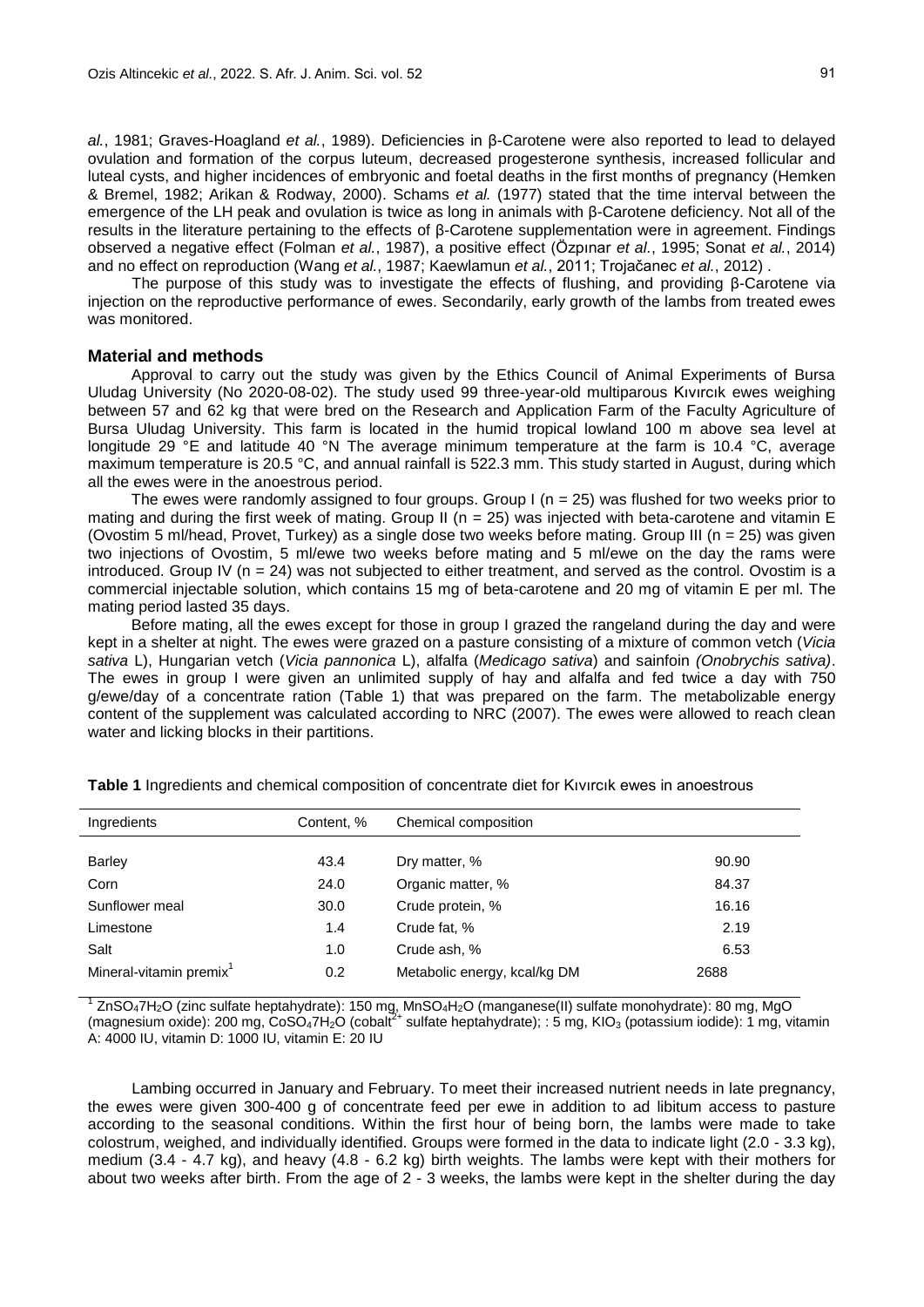*al.*, 1981; Graves-Hoagland *et al.*, 1989). Deficiencies in β-Carotene were also reported to lead to delayed ovulation and formation of the corpus luteum, decreased progesterone synthesis, increased follicular and luteal cysts, and higher incidences of embryonic and foetal deaths in the first months of pregnancy (Hemken & Bremel, 1982; Arikan & Rodway, 2000). Schams *et al.* (1977) stated that the time interval between the emergence of the LH peak and ovulation is twice as long in animals with β-Carotene deficiency. Not all of the results in the literature pertaining to the effects of β-Carotene supplementation were in agreement. Findings observed a negative effect (Folman *et al.*, 1987), a positive effect (Özpınar *et al.*, 1995; Sonat *et al.*, 2014) and no effect on reproduction (Wang *et al.*, 1987; Kaewlamun *et al.*, 2011; Trojačanec *et al.*, 2012) .

The purpose of this study was to investigate the effects of flushing, and providing β-Carotene via injection on the reproductive performance of ewes. Secondarily, early growth of the lambs from treated ewes was monitored.

## Material and methods

Approval to carry out the study was given by the Ethics Council of Animal Experiments of Bursa Uludag University (No 2020-08-02). The study used 99 three-year-old multiparous Kıvırcık ewes weighing between 57 and 62 kg that were bred on the Research and Application Farm of the Faculty Agriculture of Bursa Uludag University. This farm is located in the humid tropical lowland 100 m above sea level at longitude 29 °E and latitude 40 °N The average minimum temperature at the farm is 10.4 °C, average maximum temperature is 20.5 °C, and annual rainfall is 522.3 mm. This study started in August, during which all the ewes were in the anoestrous period.

The ewes were randomly assigned to four groups. Group I ($n = 25$) was flushed for two weeks prior to mating and during the first week of mating. Group II ($n = 25$) was injected with beta-carotene and vitamin E (Ovostim 5 ml/head, Provet, Turkey) as a single dose two weeks before mating. Group III ($n = 25$) was given two injections of Ovostim, 5 ml/ewe two weeks before mating and 5 ml/ewe on the day the rams were introduced. Group IV ($n = 24$) was not subjected to either treatment, and served as the control. Ovostim is a commercial injectable solution, which contains 15 mg of beta-carotene and 20 mg of vitamin E per ml. The mating period lasted 35 days.

Before mating, all the ewes except for those in group I grazed the rangeland during the day and were kept in a shelter at night. The ewes were grazed on a pasture consisting of a mixture of common vetch (*Vicia sativa* L), Hungarian vetch (*Vicia pannonica* L), alfalfa (*Medicago sativa*) and sainfoin *(Onobrychis sativa)*. The ewes in group I were given an unlimited supply of hay and alfalfa and fed twice a day with 750 g/ewe/day of a concentrate ration (Table 1) that was prepared on the farm. The metabolizable energy content of the supplement was calculated according to NRC (2007). The ewes were allowed to reach clean water and licking blocks in their partitions.

**Table 1** Ingredients and chemical composition of concentrate diet for Kıvırcık ewes in anoestrous

| Ingredients | Content, % | Chemical composition | |
|---|---|---|---|
| Barley | 43.4 | Dry matter, % | 90.90 |
| Corn | 24.0 | Organic matter, % | 84.37 |
| Sunflower meal | 30.0 | Crude protein, % | 16.16 |
| Limestone | 1.4 | Crude fat, % | 2.19 |
| Salt | 1.0 | Crude ash, % | 6.53 |
| Mineral-vitamin premix[1] | 0.2 | Metabolic energy, kcal/kg DM | 2688 |

[1] $ZnSO_4 7H_2O$ (zinc sulfate heptahydrate): 150 mg, $MnSO_4 H_2O$ (manganese(II) sulfate monohydrate): 80 mg, MgO (magnesium oxide): 200 mg, $CoSO_4 7H_2O$ (cobalt$^{2+}$ sulfate heptahydrate); : 5 mg, $KIO_3$ (potassium iodide): 1 mg, vitamin A: 4000 IU, vitamin D: 1000 IU, vitamin E: 20 IU

Lambing occurred in January and February. To meet their increased nutrient needs in late pregnancy, the ewes were given 300-400 g of concentrate feed per ewe in addition to ad libitum access to pasture according to the seasonal conditions. Within the first hour of being born, the lambs were made to take colostrum, weighed, and individually identified. Groups were formed in the data to indicate light (2.0 - 3.3 kg), medium (3.4 - 4.7 kg), and heavy (4.8 - 6.2 kg) birth weights. The lambs were kept with their mothers for about two weeks after birth. From the age of 2 - 3 weeks, the lambs were kept in the shelter during the day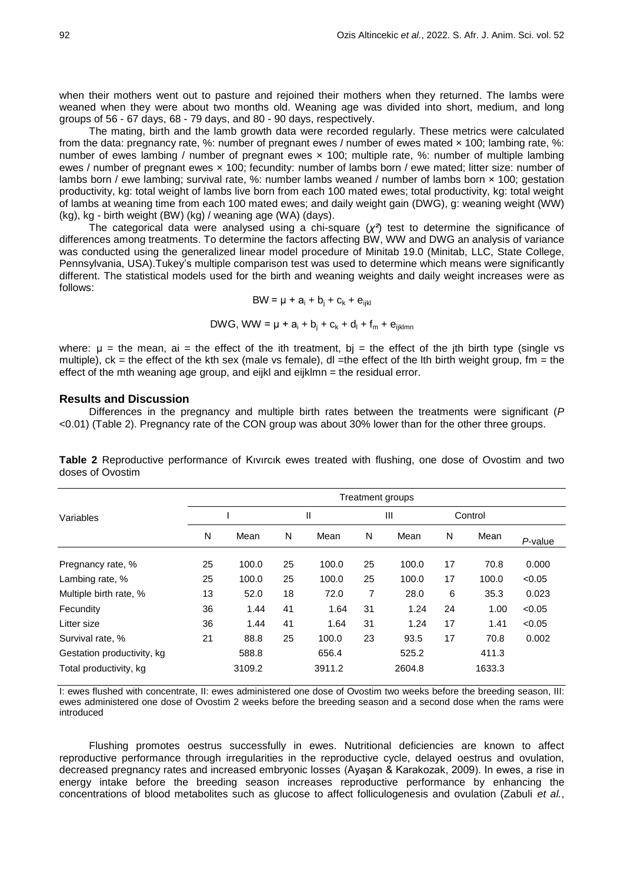when their mothers went out to pasture and rejoined their mothers when they returned. The lambs were weaned when they were about two months old. Weaning age was divided into short, medium, and long groups of 56 - 67 days, 68 - 79 days, and 80 - 90 days, respectively.

The mating, birth and the lamb growth data were recorded regularly. These metrics were calculated from the data: pregnancy rate, %: number of pregnant ewes / number of ewes mated × 100; lambing rate, %: number of ewes lambing / number of pregnant ewes × 100; multiple rate, %: number of multiple lambing ewes / number of pregnant ewes × 100; fecundity: number of lambs born / ewe mated; litter size: number of lambs born / ewe lambing; survival rate, %: number lambs weaned / number of lambs born × 100; gestation productivity, kg: total weight of lambs live born from each 100 mated ewes; total productivity, kg: total weight of lambs at weaning time from each 100 mated ewes; and daily weight gain (DWG), g: weaning weight (WW) (kg), kg - birth weight (BW) (kg) / weaning age (WA) (days).

The categorical data were analysed using a chi-square ($\chi^2$) test to determine the significance of differences among treatments. To determine the factors affecting BW, WW and DWG an analysis of variance was conducted using the generalized linear model procedure of Minitab 19.0 (Minitab, LLC, State College, Pennsylvania, USA).Tukey's multiple comparison test was used to determine which means were significantly different. The statistical models used for the birth and weaning weights and daily weight increases were as follows:

$$BW = \mu + a_i + b_j + c_k + e_{ijkl}$$

$$DWG, WW = \mu + a_i + b_j + c_k + d_l + f_m + e_{ijklmn}$$

where: $\mu$ = the mean, ai = the effect of the ith treatment, bj = the effect of the jth birth type (single vs multiple), ck = the effect of the kth sex (male vs female), dl =the effect of the lth birth weight group, fm = the effect of the mth weaning age group, and eijkl and eijklmn = the residual error.

## Results and Discussion

Differences in the pregnancy and multiple birth rates between the treatments were significant ($P$ <0.01) (Table 2). Pregnancy rate of the CON group was about 30% lower than for the other three groups.

**Table 2** Reproductive performance of Kıvırcık ewes treated with flushing, one dose of Ovostim and two doses of Ovostim

| Variables | Treatment groups | | | | | | | | |
|---|---|---|---|---|---|---|---|---|---|
| | I | | II | | III | | Control | | |
| | N | Mean | N | Mean | N | Mean | N | Mean | *P*-value |
| Pregnancy rate, % | 25 | 100.0 | 25 | 100.0 | 25 | 100.0 | 17 | 70.8 | 0.000 |
| Lambing rate, % | 25 | 100.0 | 25 | 100.0 | 25 | 100.0 | 17 | 100.0 | <0.05 |
| Multiple birth rate, % | 13 | 52.0 | 18 | 72.0 | 7 | 28.0 | 6 | 35.3 | 0.023 |
| Fecundity | 36 | 1.44 | 41 | 1.64 | 31 | 1.24 | 24 | 1.00 | <0.05 |
| Litter size | 36 | 1.44 | 41 | 1.64 | 31 | 1.24 | 17 | 1.41 | <0.05 |
| Survival rate, % | 21 | 88.8 | 25 | 100.0 | 23 | 93.5 | 17 | 70.8 | 0.002 |
| Gestation productivity, kg | | 588.8 | | 656.4 | | 525.2 | | 411.3 | |
| Total productivity, kg | | 3109.2 | | 3911.2 | | 2604.8 | | 1633.3 | |

I: ewes flushed with concentrate, II: ewes administered one dose of Ovostim two weeks before the breeding season, III: ewes administered one dose of Ovostim 2 weeks before the breeding season and a second dose when the rams were introduced

Flushing promotes oestrus successfully in ewes. Nutritional deficiencies are known to affect reproductive performance through irregularities in the reproductive cycle, delayed oestrus and ovulation, decreased pregnancy rates and increased embryonic losses (Ayaşan & Karakozak, 2009). In ewes, a rise in energy intake before the breeding season increases reproductive performance by enhancing the concentrations of blood metabolites such as glucose to affect folliculogenesis and ovulation (Zabuli *et al.*,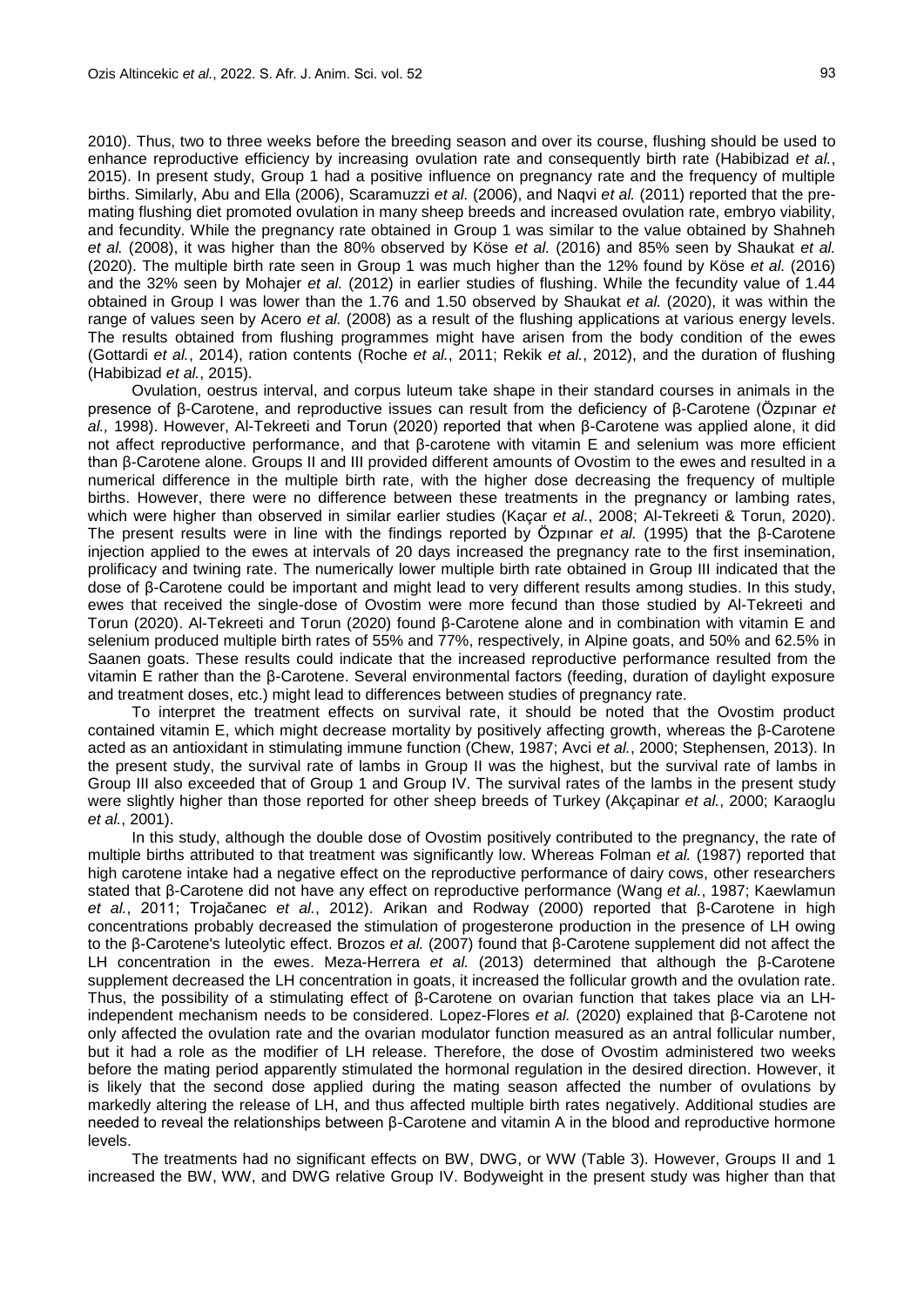2010). Thus, two to three weeks before the breeding season and over its course, flushing should be used to enhance reproductive efficiency by increasing ovulation rate and consequently birth rate (Habibizad *et al.*, 2015). In present study, Group 1 had a positive influence on pregnancy rate and the frequency of multiple births. Similarly, Abu and Ella (2006), Scaramuzzi *et al.* (2006), and Naqvi *et al.* (2011) reported that the pre-mating flushing diet promoted ovulation in many sheep breeds and increased ovulation rate, embryo viability, and fecundity. While the pregnancy rate obtained in Group 1 was similar to the value obtained by Shahneh *et al.* (2008), it was higher than the 80% observed by Köse *et al.* (2016) and 85% seen by Shaukat *et al.* (2020). The multiple birth rate seen in Group 1 was much higher than the 12% found by Köse *et al.* (2016) and the 32% seen by Mohajer *et al.* (2012) in earlier studies of flushing. While the fecundity value of 1.44 obtained in Group I was lower than the 1.76 and 1.50 observed by Shaukat *et al.* (2020), it was within the range of values seen by Acero *et al.* (2008) as a result of the flushing applications at various energy levels. The results obtained from flushing programmes might have arisen from the body condition of the ewes (Gottardi *et al.*, 2014), ration contents (Roche *et al.*, 2011; Rekik *et al.*, 2012), and the duration of flushing (Habibizad *et al.*, 2015).

Ovulation, oestrus interval, and corpus luteum take shape in their standard courses in animals in the presence of β-Carotene, and reproductive issues can result from the deficiency of β-Carotene (Özpınar *et al.,* 1998). However, Al-Tekreeti and Torun (2020) reported that when β-Carotene was applied alone, it did not affect reproductive performance, and that β-carotene with vitamin E and selenium was more efficient than β-Carotene alone. Groups II and III provided different amounts of Ovostim to the ewes and resulted in a numerical difference in the multiple birth rate, with the higher dose decreasing the frequency of multiple births. However, there were no difference between these treatments in the pregnancy or lambing rates, which were higher than observed in similar earlier studies (Kaçar *et al.*, 2008; Al-Tekreeti & Torun, 2020). The present results were in line with the findings reported by Özpınar *et al.* (1995) that the β-Carotene injection applied to the ewes at intervals of 20 days increased the pregnancy rate to the first insemination, prolificacy and twining rate. The numerically lower multiple birth rate obtained in Group III indicated that the dose of β-Carotene could be important and might lead to very different results among studies. In this study, ewes that received the single-dose of Ovostim were more fecund than those studied by Al-Tekreeti and Torun (2020). Al-Tekreeti and Torun (2020) found β-Carotene alone and in combination with vitamin E and selenium produced multiple birth rates of 55% and 77%, respectively, in Alpine goats, and 50% and 62.5% in Saanen goats. These results could indicate that the increased reproductive performance resulted from the vitamin E rather than the β-Carotene. Several environmental factors (feeding, duration of daylight exposure and treatment doses, etc.) might lead to differences between studies of pregnancy rate.

To interpret the treatment effects on survival rate, it should be noted that the Ovostim product contained vitamin E, which might decrease mortality by positively affecting growth, whereas the β-Carotene acted as an antioxidant in stimulating immune function (Chew, 1987; Avci *et al.*, 2000; Stephensen, 2013). In the present study, the survival rate of lambs in Group II was the highest, but the survival rate of lambs in Group III also exceeded that of Group 1 and Group IV. The survival rates of the lambs in the present study were slightly higher than those reported for other sheep breeds of Turkey (Akçapinar *et al.*, 2000; Karaoglu *et al.*, 2001).

In this study, although the double dose of Ovostim positively contributed to the pregnancy, the rate of multiple births attributed to that treatment was significantly low. Whereas Folman *et al.* (1987) reported that high carotene intake had a negative effect on the reproductive performance of dairy cows, other researchers stated that β-Carotene did not have any effect on reproductive performance (Wang *et al.*, 1987; Kaewlamun *et al.*, 2011; Trojačanec *et al.*, 2012). Arikan and Rodway (2000) reported that β-Carotene in high concentrations probably decreased the stimulation of progesterone production in the presence of LH owing to the β-Carotene's luteolytic effect. Brozos *et al.* (2007) found that β-Carotene supplement did not affect the LH concentration in the ewes. Meza-Herrera *et al.* (2013) determined that although the β-Carotene supplement decreased the LH concentration in goats, it increased the follicular growth and the ovulation rate. Thus, the possibility of a stimulating effect of β-Carotene on ovarian function that takes place via an LH-independent mechanism needs to be considered. Lopez-Flores *et al.* (2020) explained that β-Carotene not only affected the ovulation rate and the ovarian modulator function measured as an antral follicular number, but it had a role as the modifier of LH release. Therefore, the dose of Ovostim administered two weeks before the mating period apparently stimulated the hormonal regulation in the desired direction. However, it is likely that the second dose applied during the mating season affected the number of ovulations by markedly altering the release of LH, and thus affected multiple birth rates negatively. Additional studies are needed to reveal the relationships between β-Carotene and vitamin A in the blood and reproductive hormone levels.

The treatments had no significant effects on BW, DWG, or WW (Table 3). However, Groups II and 1 increased the BW, WW, and DWG relative Group IV. Bodyweight in the present study was higher than that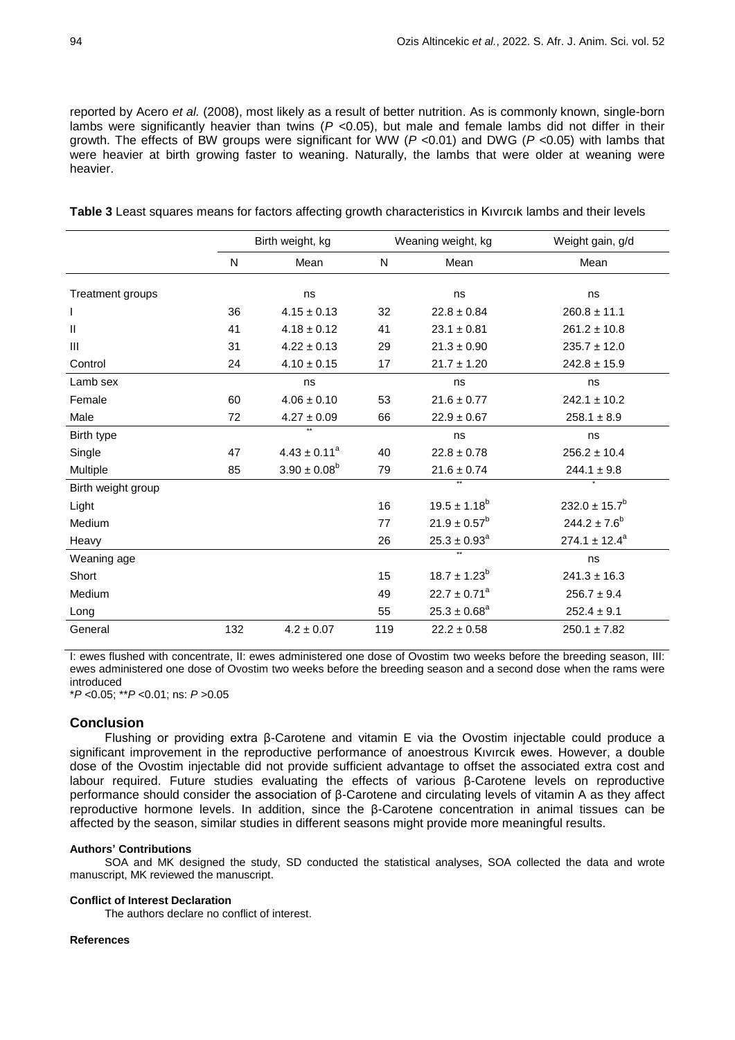reported by Acero *et al.* (2008), most likely as a result of better nutrition. As is commonly known, single-born lambs were significantly heavier than twins ($P$ <0.05), but male and female lambs did not differ in their growth. The effects of BW groups were significant for WW ($P$ <0.01) and DWG ($P$ <0.05) with lambs that were heavier at birth growing faster to weaning. Naturally, the lambs that were older at weaning were heavier.

**Table 3** Least squares means for factors affecting growth characteristics in Kıvırcık lambs and their levels

| | Birth weight, kg | | Weaning weight, kg | | Weight gain, g/d |
|---|---|---|---|---|---|
| | N | Mean | N | Mean | Mean |
| Treatment groups | | ns | | ns | ns |
| I | 36 | 4.15 ± 0.13 | 32 | 22.8 ± 0.84 | 260.8 ± 11.1 |
| II | 41 | 4.18 ± 0.12 | 41 | 23.1 ± 0.81 | 261.2 ± 10.8 |
| III | 31 | 4.22 ± 0.13 | 29 | 21.3 ± 0.90 | 235.7 ± 12.0 |
| Control | 24 | 4.10 ± 0.15 | 17 | 21.7 ± 1.20 | 242.8 ± 15.9 |
| Lamb sex | | ns | | ns | ns |
| Female | 60 | 4.06 ± 0.10 | 53 | 21.6 ± 0.77 | 242.1 ± 10.2 |
| Male | 72 | 4.27 ± 0.09 | 66 | 22.9 ± 0.67 | 258.1 ± 8.9 |
| Birth type | | ** | | ns | ns |
| Single | 47 | 4.43 ± 0.11$^a$ | 40 | 22.8 ± 0.78 | 256.2 ± 10.4 |
| Multiple | 85 | 3.90 ± 0.08$^b$ | 79 | 21.6 ± 0.74 | 244.1 ± 9.8 |
| Birth weight group | | | | ** | * |
| Light | | | 16 | 19.5 ± 1.18$^b$ | 232.0 ± 15.7$^b$ |
| Medium | | | 77 | 21.9 ± 0.57$^b$ | 244.2 ± 7.6$^b$ |
| Heavy | | | 26 | 25.3 ± 0.93$^a$ | 274.1 ± 12.4$^a$ |
| Weaning age | | | | ** | ns |
| Short | | | 15 | 18.7 ± 1.23$^b$ | 241.3 ± 16.3 |
| Medium | | | 49 | 22.7 ± 0.71$^a$ | 256.7 ± 9.4 |
| Long | | | 55 | 25.3 ± 0.68$^a$ | 252.4 ± 9.1 |
| General | 132 | 4.2 ± 0.07 | 119 | 22.2 ± 0.58 | 250.1 ± 7.82 |

I: ewes flushed with concentrate, II: ewes administered one dose of Ovostim two weeks before the breeding season, III: ewes administered one dose of Ovostim two weeks before the breeding season and a second dose when the rams were introduced

*$P$ <0.05; **$P$ <0.01; ns: $P$ >0.05

## Conclusion

Flushing or providing extra β-Carotene and vitamin E via the Ovostim injectable could produce a significant improvement in the reproductive performance of anoestrous Kıvırcık ewes. However, a double dose of the Ovostim injectable did not provide sufficient advantage to offset the associated extra cost and labour required. Future studies evaluating the effects of various β-Carotene levels on reproductive performance should consider the association of β-Carotene and circulating levels of vitamin A as they affect reproductive hormone levels. In addition, since the β-Carotene concentration in animal tissues can be affected by the season, similar studies in different seasons might provide more meaningful results.

#### Authors' Contributions

SOA and MK designed the study, SD conducted the statistical analyses, SOA collected the data and wrote manuscript, MK reviewed the manuscript.

#### Conflict of Interest Declaration

The authors declare no conflict of interest.

#### References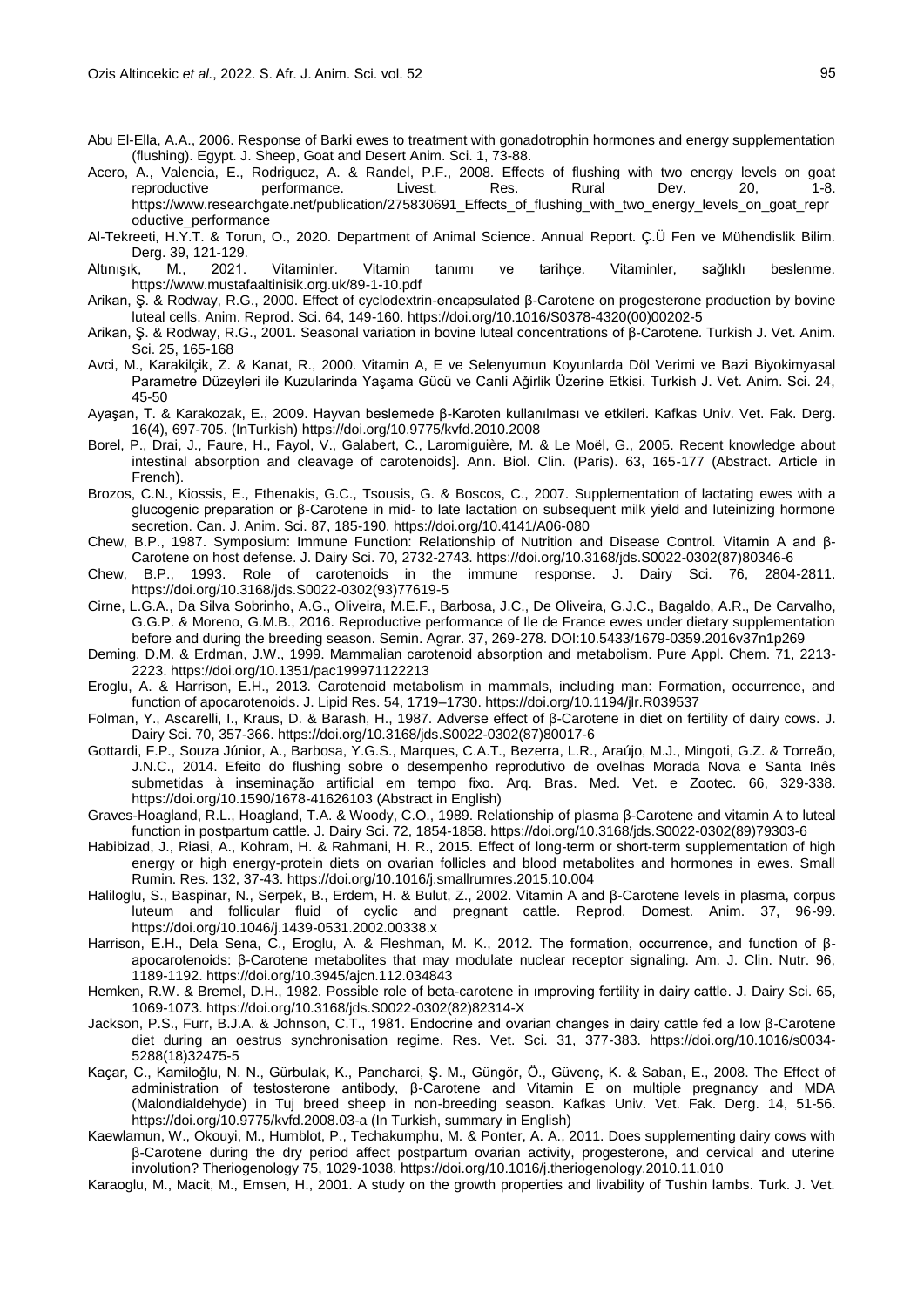Abu El-Ella, A.A., 2006. Response of Barki ewes to treatment with gonadotrophin hormones and energy supplementation (flushing). Egypt. J. Sheep, Goat and Desert Anim. Sci. 1, 73-88.

Acero, A., Valencia, E., Rodriguez, A. & Randel, P.F., 2008. Effects of flushing with two energy levels on goat reproductive performance. Livest. Res. Rural Dev. 20, 1-8. https://www.researchgate.net/publication/275830691_Effects_of_flushing_with_two_energy_levels_on_goat_reproductive_performance

Al-Tekreeti, H.Y.T. & Torun, O., 2020. Department of Animal Science. Annual Report. Ç.Ü Fen ve Mühendislik Bilim. Derg. 39, 121-129.

Altınışık, M., 2021. Vitaminler. Vitamin tanımı ve tarihçe. Vitaminler, sağlıklı beslenme. https://www.mustafaaltinisik.org.uk/89-1-10.pdf

Arikan, Ş. & Rodway, R.G., 2000. Effect of cyclodextrin-encapsulated β-Carotene on progesterone production by bovine luteal cells. Anim. Reprod. Sci. 64, 149-160. https://doi.org/10.1016/S0378-4320(00)00202-5

Arikan, Ş. & Rodway, R.G., 2001. Seasonal variation in bovine luteal concentrations of β-Carotene. Turkish J. Vet. Anim. Sci. 25, 165-168

Avci, M., Karakilçik, Z. & Kanat, R., 2000. Vitamin A, E ve Selenyumun Koyunlarda Döl Verimi ve Bazi Biyokimyasal Parametre Düzeyleri ile Kuzularinda Yaşama Gücü ve Canli Ağirlik Üzerine Etkisi. Turkish J. Vet. Anim. Sci. 24, 45-50

Ayaşan, T. & Karakozak, E., 2009. Hayvan beslemede β-Karoten kullanılması ve etkileri. Kafkas Univ. Vet. Fak. Derg. 16(4), 697-705. (InTurkish) https://doi.org/10.9775/kvfd.2010.2008

Borel, P., Drai, J., Faure, H., Fayol, V., Galabert, C., Laromiguière, M. & Le Moël, G., 2005. Recent knowledge about intestinal absorption and cleavage of carotenoids]. Ann. Biol. Clin. (Paris). 63, 165-177 (Abstract. Article in French).

Brozos, C.N., Kiossis, E., Fthenakis, G.C., Tsousis, G. & Boscos, C., 2007. Supplementation of lactating ewes with a glucogenic preparation or β-Carotene in mid- to late lactation on subsequent milk yield and luteinizing hormone secretion. Can. J. Anim. Sci. 87, 185-190. https://doi.org/10.4141/A06-080

Chew, B.P., 1987. Symposium: Immune Function: Relationship of Nutrition and Disease Control. Vitamin A and β-Carotene on host defense. J. Dairy Sci. 70, 2732-2743. https://doi.org/10.3168/jds.S0022-0302(87)80346-6

Chew, B.P., 1993. Role of carotenoids in the immune response. J. Dairy Sci. 76, 2804-2811. https://doi.org/10.3168/jds.S0022-0302(93)77619-5

Cirne, L.G.A., Da Silva Sobrinho, A.G., Oliveira, M.E.F., Barbosa, J.C., De Oliveira, G.J.C., Bagaldo, A.R., De Carvalho, G.G.P. & Moreno, G.M.B., 2016. Reproductive performance of Ile de France ewes under dietary supplementation before and during the breeding season. Semin. Agrar. 37, 269-278. DOI:10.5433/1679-0359.2016v37n1p269

Deming, D.M. & Erdman, J.W., 1999. Mammalian carotenoid absorption and metabolism. Pure Appl. Chem. 71, 2213-2223. https://doi.org/10.1351/pac199971122213

Eroglu, A. & Harrison, E.H., 2013. Carotenoid metabolism in mammals, including man: Formation, occurrence, and function of apocarotenoids. J. Lipid Res. 54, 1719–1730. https://doi.org/10.1194/jlr.R039537

Folman, Y., Ascarelli, I., Kraus, D. & Barash, H., 1987. Adverse effect of β-Carotene in diet on fertility of dairy cows. J. Dairy Sci. 70, 357-366. https://doi.org/10.3168/jds.S0022-0302(87)80017-6

Gottardi, F.P., Souza Júnior, A., Barbosa, Y.G.S., Marques, C.A.T., Bezerra, L.R., Araújo, M.J., Mingoti, G.Z. & Torreão, J.N.C., 2014. Efeito do flushing sobre o desempenho reprodutivo de ovelhas Morada Nova e Santa Inês submetidas à inseminação artificial em tempo fixo. Arq. Bras. Med. Vet. e Zootec. 66, 329-338. https://doi.org/10.1590/1678-41626103 (Abstract in English)

Graves-Hoagland, R.L., Hoagland, T.A. & Woody, C.O., 1989. Relationship of plasma β-Carotene and vitamin A to luteal function in postpartum cattle. J. Dairy Sci. 72, 1854-1858. https://doi.org/10.3168/jds.S0022-0302(89)79303-6

Habibizad, J., Riasi, A., Kohram, H. & Rahmani, H. R., 2015. Effect of long-term or short-term supplementation of high energy or high energy-protein diets on ovarian follicles and blood metabolites and hormones in ewes. Small Rumin. Res. 132, 37-43. https://doi.org/10.1016/j.smallrumres.2015.10.004

Haliloglu, S., Baspinar, N., Serpek, B., Erdem, H. & Bulut, Z., 2002. Vitamin A and β-Carotene levels in plasma, corpus luteum and follicular fluid of cyclic and pregnant cattle. Reprod. Domest. Anim. 37, 96-99. https://doi.org/10.1046/j.1439-0531.2002.00338.x

Harrison, E.H., Dela Sena, C., Eroglu, A. & Fleshman, M. K., 2012. The formation, occurrence, and function of β-apocarotenoids: β-Carotene metabolites that may modulate nuclear receptor signaling. Am. J. Clin. Nutr. 96, 1189-1192. https://doi.org/10.3945/ajcn.112.034843

Hemken, R.W. & Bremel, D.H., 1982. Possible role of beta-carotene in ımproving fertility in dairy cattle. J. Dairy Sci. 65, 1069-1073. https://doi.org/10.3168/jds.S0022-0302(82)82314-X

Jackson, P.S., Furr, B.J.A. & Johnson, C.T., 1981. Endocrine and ovarian changes in dairy cattle fed a low β-Carotene diet during an oestrus synchronisation regime. Res. Vet. Sci. 31, 377-383. https://doi.org/10.1016/s0034-5288(18)32475-5

Kaçar, C., Kamiloğlu, N. N., Gürbulak, K., Pancharci, Ş. M., Güngör, Ö., Güvenç, K. & Saban, E., 2008. The Effect of administration of testosterone antibody, β-Carotene and Vitamin E on multiple pregnancy and MDA (Malondialdehyde) in Tuj breed sheep in non-breeding season. Kafkas Univ. Vet. Fak. Derg. 14, 51-56. https://doi.org/10.9775/kvfd.2008.03-a (In Turkish, summary in English)

Kaewlamun, W., Okouyi, M., Humblot, P., Techakumphu, M. & Ponter, A. A., 2011. Does supplementing dairy cows with β-Carotene during the dry period affect postpartum ovarian activity, progesterone, and cervical and uterine involution? Theriogenology 75, 1029-1038. https://doi.org/10.1016/j.theriogenology.2010.11.010

Karaoglu, M., Macit, M., Emsen, H., 2001. A study on the growth properties and livability of Tushin lambs. Turk. J. Vet.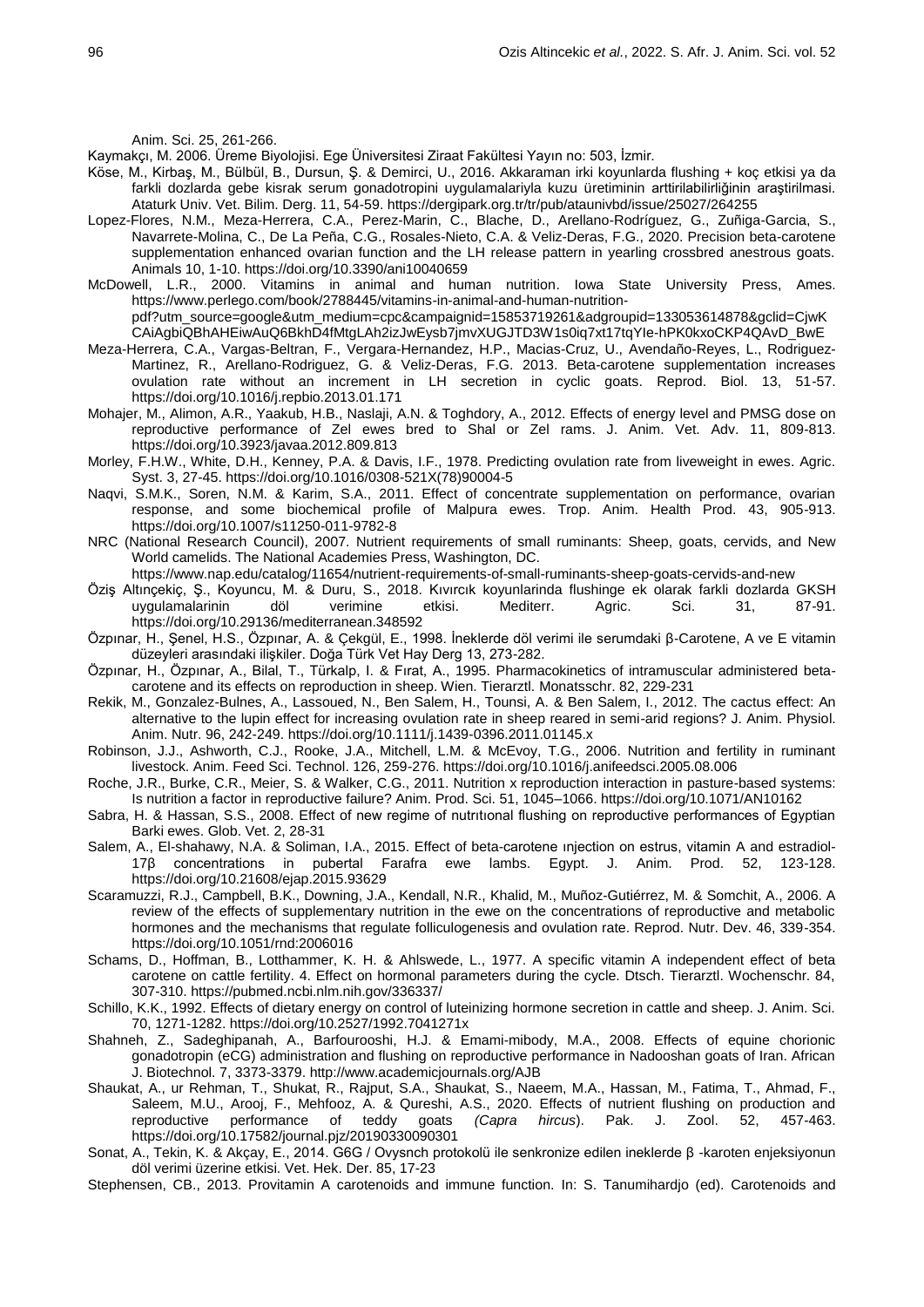Anim. Sci. 25, 261-266.

Kaymakçı, M. 2006. Üreme Biyolojisi. Ege Üniversitesi Ziraat Fakültesi Yayın no: 503, İzmir.

Köse, M., Kirbaş, M., Bülbül, B., Dursun, Ş. & Demirci, U., 2016. Akkaraman irki koyunlarda flushing + koç etkisi ya da farkli dozlarda gebe kisrak serum gonadotropini uygulamalariyla kuzu üretiminin arttirilabilirliğinin araştirilmasi. Ataturk Univ. Vet. Bilim. Derg. 11, 54-59. https://dergipark.org.tr/tr/pub/ataunivbd/issue/25027/264255

Lopez-Flores, N.M., Meza-Herrera, C.A., Perez-Marin, C., Blache, D., Arellano-Rodríguez, G., Zuñiga-Garcia, S., Navarrete-Molina, C., De La Peña, C.G., Rosales-Nieto, C.A. & Veliz-Deras, F.G., 2020. Precision beta-carotene supplementation enhanced ovarian function and the LH release pattern in yearling crossbred anestrous goats. Animals 10, 1-10. https://doi.org/10.3390/ani10040659

McDowell, L.R., 2000. Vitamins in animal and human nutrition. Iowa State University Press, Ames. https://www.perlego.com/book/2788445/vitamins-in-animal-and-human-nutrition-pdf?utm_source=google&utm_medium=cpc&campaignid=15853719261&adgroupid=133053614878&gclid=CjwKCAiAgbiQBhAHEiwAuQ6BkhD4fMtgLAh2izJwEysb7jmvXUGJTD3W1s0iq7xt17tqYIe-hPK0kxoCKP4QAvD_BwE

Meza-Herrera, C.A., Vargas-Beltran, F., Vergara-Hernandez, H.P., Macias-Cruz, U., Avendaño-Reyes, L., Rodriguez-Martinez, R., Arellano-Rodriguez, G. & Veliz-Deras, F.G. 2013. Beta-carotene supplementation increases ovulation rate without an increment in LH secretion in cyclic goats. Reprod. Biol. 13, 51-57. https://doi.org/10.1016/j.repbio.2013.01.171

Mohajer, M., Alimon, A.R., Yaakub, H.B., Naslaji, A.N. & Toghdory, A., 2012. Effects of energy level and PMSG dose on reproductive performance of Zel ewes bred to Shal or Zel rams. J. Anim. Vet. Adv. 11, 809-813. https://doi.org/10.3923/javaa.2012.809.813

Morley, F.H.W., White, D.H., Kenney, P.A. & Davis, I.F., 1978. Predicting ovulation rate from liveweight in ewes. Agric. Syst. 3, 27-45. https://doi.org/10.1016/0308-521X(78)90004-5

Naqvi, S.M.K., Soren, N.M. & Karim, S.A., 2011. Effect of concentrate supplementation on performance, ovarian response, and some biochemical profile of Malpura ewes. Trop. Anim. Health Prod. 43, 905-913. https://doi.org/10.1007/s11250-011-9782-8

NRC (National Research Council), 2007. Nutrient requirements of small ruminants: Sheep, goats, cervids, and New World camelids. The National Academies Press, Washington, DC. https://www.nap.edu/catalog/11654/nutrient-requirements-of-small-ruminants-sheep-goats-cervids-and-new

Öziş Altınçekiç, Ş., Koyuncu, M. & Duru, S., 2018. Kıvırcık koyunlarinda flushinge ek olarak farkli dozlarda GKSH uygulamalarinin döl verimine etkisi. Mediterr. Agric. Sci. 31, 87-91. https://doi.org/10.29136/mediterranean.348592

Özpınar, H., Şenel, H.S., Özpınar, A. & Çekgül, E., 1998. İneklerde döl verimi ile serumdaki β-Carotene, A ve E vitamin düzeyleri arasındaki ilişkiler. Doğa Türk Vet Hay Derg 13, 273-282.

Özpınar, H., Özpınar, A., Bilal, T., Türkalp, I. & Fırat, A., 1995. Pharmacokinetics of intramuscular administered beta-carotene and its effects on reproduction in sheep. Wien. Tierarztl. Monatsschr. 82, 229-231

Rekik, M., Gonzalez-Bulnes, A., Lassoued, N., Ben Salem, H., Tounsi, A. & Ben Salem, I., 2012. The cactus effect: An alternative to the lupin effect for increasing ovulation rate in sheep reared in semi-arid regions? J. Anim. Physiol. Anim. Nutr. 96, 242-249. https://doi.org/10.1111/j.1439-0396.2011.01145.x

Robinson, J.J., Ashworth, C.J., Rooke, J.A., Mitchell, L.M. & McEvoy, T.G., 2006. Nutrition and fertility in ruminant livestock. Anim. Feed Sci. Technol. 126, 259-276. https://doi.org/10.1016/j.anifeedsci.2005.08.006

Roche, J.R., Burke, C.R., Meier, S. & Walker, C.G., 2011. Nutrition x reproduction interaction in pasture-based systems: Is nutrition a factor in reproductive failure? Anim. Prod. Sci. 51, 1045–1066. https://doi.org/10.1071/AN10162

Sabra, H. & Hassan, S.S., 2008. Effect of new regime of nutrıtıonal flushing on reproductive performances of Egyptian Barki ewes. Glob. Vet. 2, 28-31

Salem, A., El-shahawy, N.A. & Soliman, I.A., 2015. Effect of beta-carotene ınjection on estrus, vitamin A and estradiol-17β concentrations in pubertal Farafra ewe lambs. Egypt. J. Anim. Prod. 52, 123-128. https://doi.org/10.21608/ejap.2015.93629

Scaramuzzi, R.J., Campbell, B.K., Downing, J.A., Kendall, N.R., Khalid, M., Muñoz-Gutiérrez, M. & Somchit, A., 2006. A review of the effects of supplementary nutrition in the ewe on the concentrations of reproductive and metabolic hormones and the mechanisms that regulate folliculogenesis and ovulation rate. Reprod. Nutr. Dev. 46, 339-354. https://doi.org/10.1051/rnd:2006016

Schams, D., Hoffman, B., Lotthammer, K. H. & Ahlswede, L., 1977. A specific vitamin A independent effect of beta carotene on cattle fertility. 4. Effect on hormonal parameters during the cycle. Dtsch. Tierarztl. Wochenschr. 84, 307-310. https://pubmed.ncbi.nlm.nih.gov/336337/

Schillo, K.K., 1992. Effects of dietary energy on control of luteinizing hormone secretion in cattle and sheep. J. Anim. Sci. 70, 1271-1282. https://doi.org/10.2527/1992.7041271x

Shahneh, Z., Sadeghipanah, A., Barfourooshi, H.J. & Emami-mibody, M.A., 2008. Effects of equine chorionic gonadotropin (eCG) administration and flushing on reproductive performance in Nadooshan goats of Iran. African J. Biotechnol. 7, 3373-3379. http://www.academicjournals.org/AJB

Shaukat, A., ur Rehman, T., Shukat, R., Rajput, S.A., Shaukat, S., Naeem, M.A., Hassan, M., Fatima, T., Ahmad, F., Saleem, M.U., Arooj, F., Mehfooz, A. & Qureshi, A.S., 2020. Effects of nutrient flushing on production and reproductive performance of teddy goats *(Capra hircus*). Pak. J. Zool. 52, 457-463. https://doi.org/10.17582/journal.pjz/20190330090301

Sonat, A., Tekin, K. & Akçay, E., 2014. G6G / Ovysnch protokolü ile senkronize edilen ineklerde β -karoten enjeksiyonun döl verimi üzerine etkisi. Vet. Hek. Der. 85, 17-23

Stephensen, CB., 2013. Provitamin A carotenoids and immune function. In: S. Tanumihardjo (ed). Carotenoids and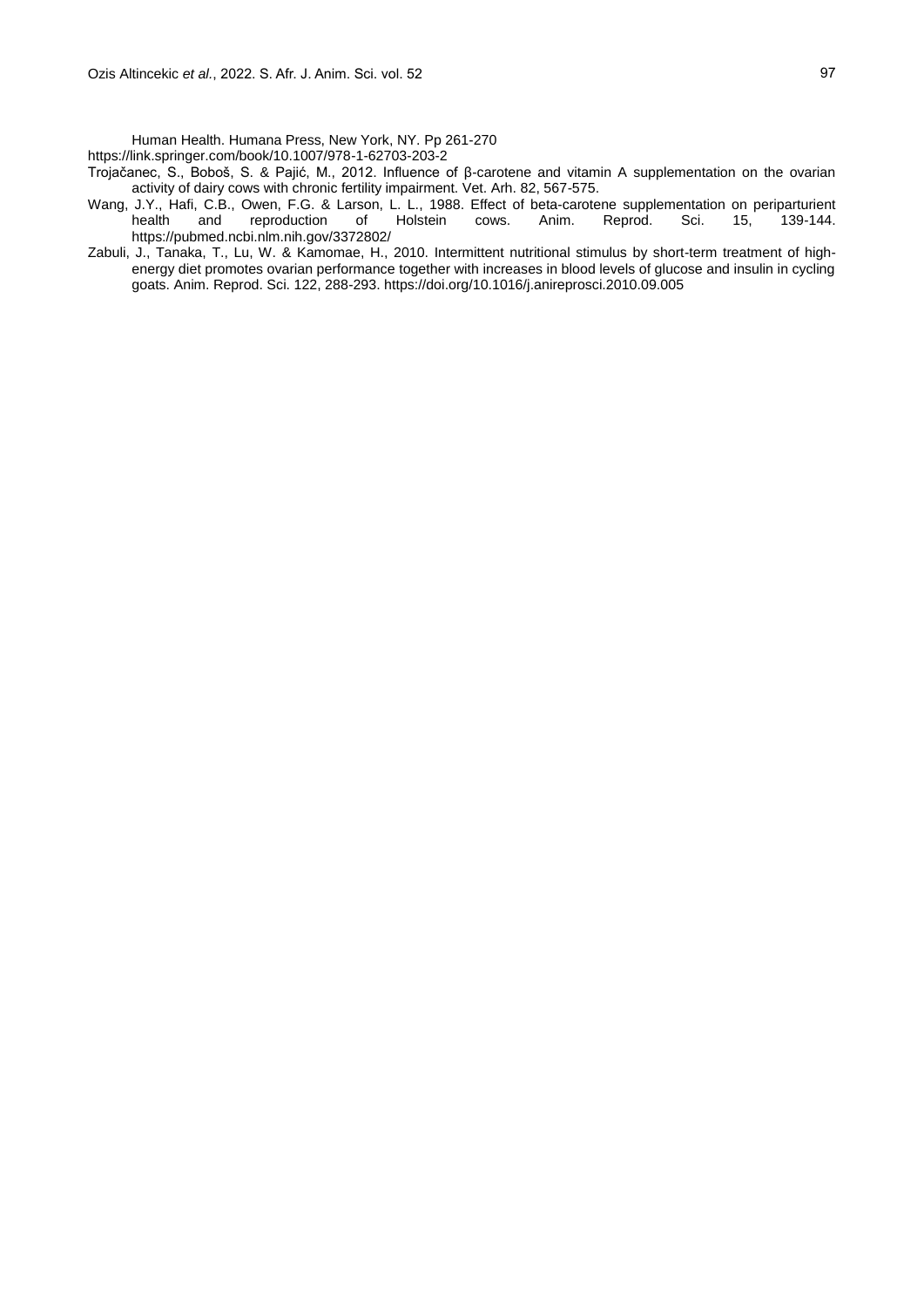Human Health. Humana Press, New York, NY. Pp 261-270 https://link.springer.com/book/10.1007/978-1-62703-203-2

Trojačanec, S., Boboš, S. & Pajić, M., 2012. Influence of β-carotene and vitamin A supplementation on the ovarian activity of dairy cows with chronic fertility impairment. Vet. Arh. 82, 567-575.

Wang, J.Y., Hafi, C.B., Owen, F.G. & Larson, L. L., 1988. Effect of beta-carotene supplementation on periparturient health and reproduction of Holstein cows. Anim. Reprod. Sci. 15, 139-144. https://pubmed.ncbi.nlm.nih.gov/3372802/

Zabuli, J., Tanaka, T., Lu, W. & Kamomae, H., 2010. Intermittent nutritional stimulus by short-term treatment of high-energy diet promotes ovarian performance together with increases in blood levels of glucose and insulin in cycling goats. Anim. Reprod. Sci. 122, 288-293. https://doi.org/10.1016/j.anireprosci.2010.09.005